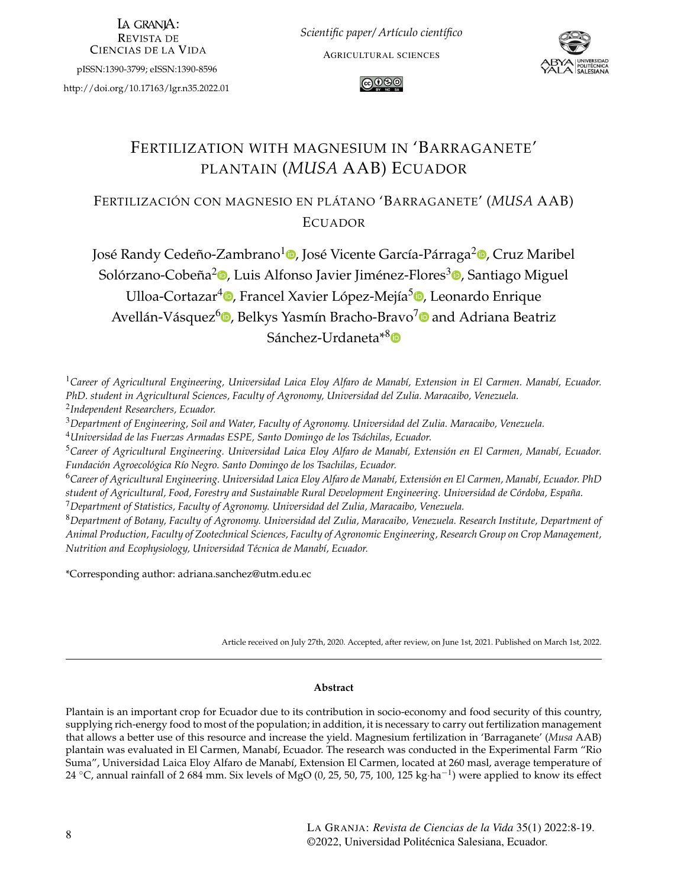LA GRANJA: REVISTA DE CIENCIAS DE LA VIDA

pISSN:1390-3799; eISSN:1390-8596

http://doi.org/10.17163/lgr.n35.2022.01

*Scientific paper/ Artículo científico*

AGRICULTURAL SCIENCES

# FERTILIZATION WITH MAGNESIUM IN 'BARRAGANETE' PLANTAIN (*MUSA* AAB) ECUADOR

## FERTILIZACIÓN CON MAGNESIO EN PLÁTANO 'BARRAGANETE' (*MUSA* AAB) ECUADOR

José Randy Cedeño-Zambrano[1], José Vicente García-Párraga[2], Cruz Maribel Solórzano-Cobeña[2], Luis Alfonso Javier Jiménez-Flores[3], Santiago Miguel Ulloa-Cortazar[4], Francel Xavier López-Mejía[5], Leonardo Enrique Avellán-Vásquez[6], Belkys Yasmín Bracho-Bravo[7] and Adriana Beatriz Sánchez-Urdaneta*[8]

[1]*Career of Agricultural Engineering, Universidad Laica Eloy Alfaro de Manabí, Extension in El Carmen. Manabí, Ecuador. PhD. student in Agricultural Sciences, Faculty of Agronomy, Universidad del Zulia. Maracaibo, Venezuela.*

[2]*Independent Researchers, Ecuador.*

[3]*Department of Engineering, Soil and Water, Faculty of Agronomy. Universidad del Zulia. Maracaibo, Venezuela.*

[4]*Universidad de las Fuerzas Armadas ESPE, Santo Domingo de los Tsáchilas, Ecuador.*

[5]*Career of Agricultural Engineering. Universidad Laica Eloy Alfaro de Manabí, Extensión en El Carmen, Manabí, Ecuador. Fundación Agroecológica Río Negro. Santo Domingo de los Tsachilas, Ecuador.*

[6]*Career of Agricultural Engineering. Universidad Laica Eloy Alfaro de Manabí, Extensión en El Carmen, Manabí, Ecuador. PhD student of Agricultural, Food, Forestry and Sustainable Rural Development Engineering. Universidad de Córdoba, España.*

[7]*Department of Statistics, Faculty of Agronomy. Universidad del Zulia, Maracaibo, Venezuela.*

[8]*Department of Botany, Faculty of Agronomy. Universidad del Zulia, Maracaibo, Venezuela. Research Institute, Department of Animal Production, Faculty of Zootechnical Sciences, Faculty of Agronomic Engineering, Research Group on Crop Management, Nutrition and Ecophysiology, Universidad Técnica de Manabí, Ecuador.*

*Corresponding author: adriana.sanchez@utm.edu.ec

Article received on July 27th, 2020. Accepted, after review, on June 1st, 2021. Published on March 1st, 2022.

---

### Abstract

Plantain is an important crop for Ecuador due to its contribution in socio-economy and food security of this country, supplying rich-energy food to most of the population; in addition, it is necessary to carry out fertilization management that allows a better use of this resource and increase the yield. Magnesium fertilization in 'Barraganete' (*Musa* AAB) plantain was evaluated in El Carmen, Manabí, Ecuador. The research was conducted in the Experimental Farm "Rio Suma", Universidad Laica Eloy Alfaro de Manabí, Extension El Carmen, located at 260 masl, average temperature of 24 °C, annual rainfall of 2 684 mm. Six levels of MgO (0, 25, 50, 75, 100, 125 kg·ha$^{-1}$) were applied to know its effect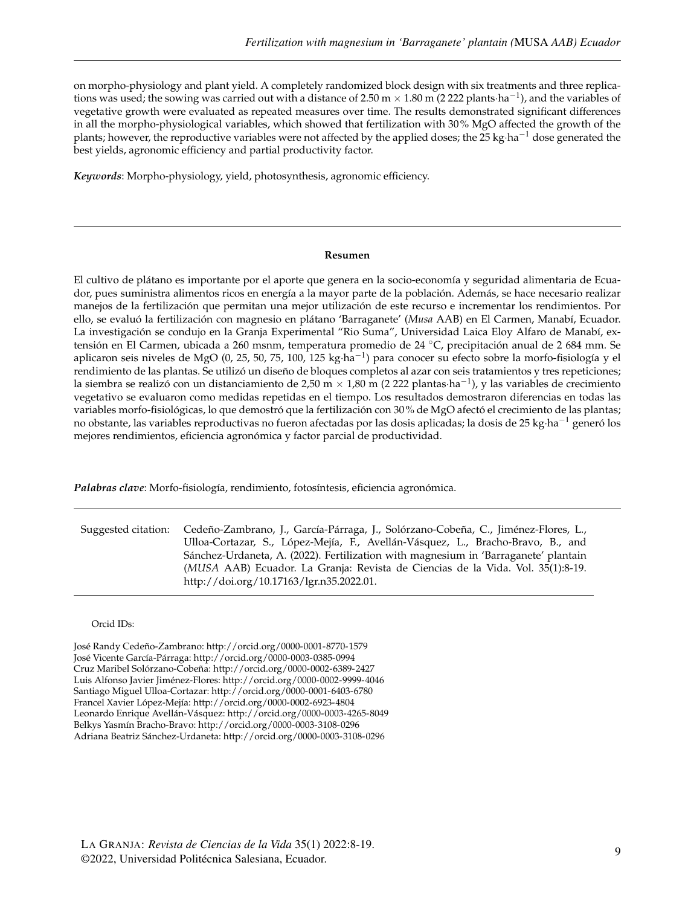on morpho-physiology and plant yield. A completely randomized block design with six treatments and three replications was used; the sowing was carried out with a distance of 2.50 m × 1.80 m (2 222 plants·ha$^{-1}$), and the variables of vegetative growth were evaluated as repeated measures over time. The results demonstrated significant differences in all the morpho-physiological variables, which showed that fertilization with 30% MgO affected the growth of the plants; however, the reproductive variables were not affected by the applied doses; the 25 kg·ha$^{-1}$ dose generated the best yields, agronomic efficiency and partial productivity factor.

***Keywords***: Morpho-physiology, yield, photosynthesis, agronomic efficiency.

---

**Resumen**

El cultivo de plátano es importante por el aporte que genera en la socio-economía y seguridad alimentaria de Ecuador, pues suministra alimentos ricos en energía a la mayor parte de la población. Además, se hace necesario realizar manejos de la fertilización que permitan una mejor utilización de este recurso e incrementar los rendimientos. Por ello, se evaluó la fertilización con magnesio en plátano 'Barraganete' (*Musa* AAB) en El Carmen, Manabí, Ecuador. La investigación se condujo en la Granja Experimental "Rio Suma", Universidad Laica Eloy Alfaro de Manabí, extensión en El Carmen, ubicada a 260 msnm, temperatura promedio de 24 °C, precipitación anual de 2 684 mm. Se aplicaron seis niveles de MgO (0, 25, 50, 75, 100, 125 kg·ha$^{-1}$) para conocer su efecto sobre la morfo-fisiología y el rendimiento de las plantas. Se utilizó un diseño de bloques completos al azar con seis tratamientos y tres repeticiones; la siembra se realizó con un distanciamiento de 2,50 m × 1,80 m (2 222 plantas·ha$^{-1}$), y las variables de crecimiento vegetativo se evaluaron como medidas repetidas en el tiempo. Los resultados demostraron diferencias en todas las variables morfo-fisiológicas, lo que demostró que la fertilización con 30% de MgO afectó el crecimiento de las plantas; no obstante, las variables reproductivas no fueron afectadas por las dosis aplicadas; la dosis de 25 kg·ha$^{-1}$ generó los mejores rendimientos, eficiencia agronómica y factor parcial de productividad.

***Palabras clave***: Morfo-fisiología, rendimiento, fotosíntesis, eficiencia agronómica.

---

Suggested citation: Cedeño-Zambrano, J., García-Párraga, J., Solórzano-Cobeña, C., Jiménez-Flores, L., Ulloa-Cortazar, S., López-Mejía, F., Avellán-Vásquez, L., Bracho-Bravo, B., and Sánchez-Urdaneta, A. (2022). Fertilization with magnesium in 'Barraganete' plantain (*MUSA* AAB) Ecuador. La Granja: Revista de Ciencias de la Vida. Vol. 35(1):8-19. http://doi.org/10.17163/lgr.n35.2022.01.

---

Orcid IDs:

José Randy Cedeño-Zambrano: http://orcid.org/0000-0001-8770-1579
José Vicente García-Párraga: http://orcid.org/0000-0003-0385-0994
Cruz Maribel Solórzano-Cobeña: http://orcid.org/0000-0002-6389-2427
Luis Alfonso Javier Jiménez-Flores: http://orcid.org/0000-0002-9999-4046
Santiago Miguel Ulloa-Cortazar: http://orcid.org/0000-0001-6403-6780
Francel Xavier López-Mejía: http://orcid.org/0000-0002-6923-4804
Leonardo Enrique Avellán-Vásquez: http://orcid.org/0000-0003-4265-8049
Belkys Yasmín Bracho-Bravo: http://orcid.org/0000-0003-3108-0296
Adriana Beatriz Sánchez-Urdaneta: http://orcid.org/0000-0003-3108-0296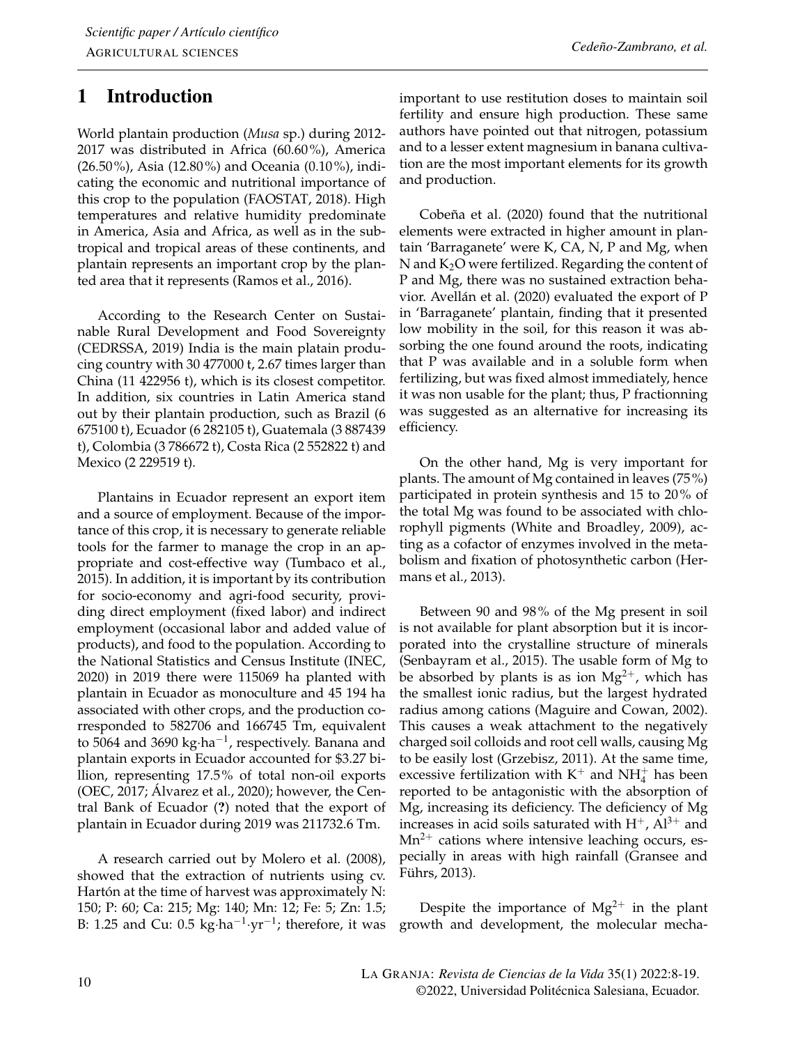# 1 Introduction

World plantain production (*Musa* sp.) during 2012-2017 was distributed in Africa (60.60%), America (26.50%), Asia (12.80%) and Oceania (0.10%), indicating the economic and nutritional importance of this crop to the population (FAOSTAT, 2018). High temperatures and relative humidity predominate in America, Asia and Africa, as well as in the subtropical and tropical areas of these continents, and plantain represents an important crop by the planted area that it represents (Ramos et al., 2016).

According to the Research Center on Sustainable Rural Development and Food Sovereignty (CEDRSSA, 2019) India is the main platain producing country with 30 477000 t, 2.67 times larger than China (11 422956 t), which is its closest competitor. In addition, six countries in Latin America stand out by their plantain production, such as Brazil (6 675100 t), Ecuador (6 282105 t), Guatemala (3 887439 t), Colombia (3 786672 t), Costa Rica (2 552822 t) and Mexico (2 229519 t).

Plantains in Ecuador represent an export item and a source of employment. Because of the importance of this crop, it is necessary to generate reliable tools for the farmer to manage the crop in an appropriate and cost-effective way (Tumbaco et al., 2015). In addition, it is important by its contribution for socio-economy and agri-food security, providing direct employment (fixed labor) and indirect employment (occasional labor and added value of products), and food to the population. According to the National Statistics and Census Institute (INEC, 2020) in 2019 there were 115069 ha planted with plantain in Ecuador as monoculture and 45 194 ha associated with other crops, and the production corresponded to 582706 and 166745 Tm, equivalent to 5064 and 3690 $kg{\cdot}ha^{-1}$, respectively. Banana and plantain exports in Ecuador accounted for \$3.27 billion, representing 17.5% of total non-oil exports (OEC, 2017; Álvarez et al., 2020); however, the Central Bank of Ecuador (?) noted that the export of plantain in Ecuador during 2019 was 211732.6 Tm.

A research carried out by Molero et al. (2008), showed that the extraction of nutrients using cv. Hartón at the time of harvest was approximately N: 150; P: 60; Ca: 215; Mg: 140; Mn: 12; Fe: 5; Zn: 1.5; B: 1.25 and Cu: 0.5 $kg{\cdot}ha^{-1}{\cdot}yr^{-1}$; therefore, it was important to use restitution doses to maintain soil fertility and ensure high production. These same authors have pointed out that nitrogen, potassium and to a lesser extent magnesium in banana cultivation are the most important elements for its growth and production.

Cobeña et al. (2020) found that the nutritional elements were extracted in higher amount in plantain 'Barraganete' were K, CA, N, P and Mg, when N and $K_2O$ were fertilized. Regarding the content of P and Mg, there was no sustained extraction behavior. Avellán et al. (2020) evaluated the export of P in 'Barraganete' plantain, finding that it presented low mobility in the soil, for this reason it was absorbing the one found around the roots, indicating that P was available and in a soluble form when fertilizing, but was fixed almost immediately, hence it was non usable for the plant; thus, P fractionning was suggested as an alternative for increasing its efficiency.

On the other hand, Mg is very important for plants. The amount of Mg contained in leaves (75%) participated in protein synthesis and 15 to 20% of the total Mg was found to be associated with chlorophyll pigments (White and Broadley, 2009), acting as a cofactor of enzymes involved in the metabolism and fixation of photosynthetic carbon (Hermans et al., 2013).

Between 90 and 98% of the Mg present in soil is not available for plant absorption but it is incorporated into the crystalline structure of minerals (Senbayram et al., 2015). The usable form of Mg to be absorbed by plants is as ion $Mg^{2+}$, which has the smallest ionic radius, but the largest hydrated radius among cations (Maguire and Cowan, 2002). This causes a weak attachment to the negatively charged soil colloids and root cell walls, causing Mg to be easily lost (Grzebisz, 2011). At the same time, excessive fertilization with $K^{+}$ and $NH_4^{+}$ has been reported to be antagonistic with the absorption of Mg, increasing its deficiency. The deficiency of Mg increases in acid soils saturated with $H^{+}$, $Al^{3+}$ and $Mn^{2+}$ cations where intensive leaching occurs, especially in areas with high rainfall (Gransee and Führs, 2013).

Despite the importance of $Mg^{2+}$ in the plant growth and development, the molecular mecha-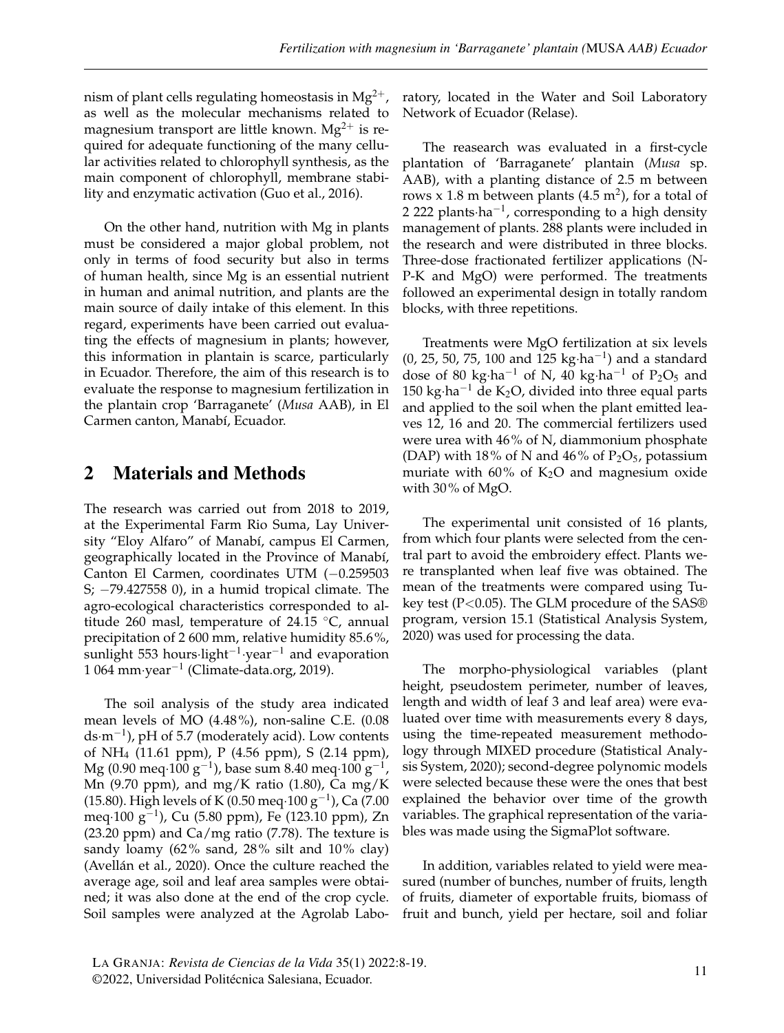nism of plant cells regulating homeostasis in $Mg^{2+}$, as well as the molecular mechanisms related to magnesium transport are little known. $Mg^{2+}$ is required for adequate functioning of the many cellular activities related to chlorophyll synthesis, as the main component of chlorophyll, membrane stability and enzymatic activation (Guo et al., 2016).

On the other hand, nutrition with Mg in plants must be considered a major global problem, not only in terms of food security but also in terms of human health, since Mg is an essential nutrient in human and animal nutrition, and plants are the main source of daily intake of this element. In this regard, experiments have been carried out evaluating the effects of magnesium in plants; however, this information in plantain is scarce, particularly in Ecuador. Therefore, the aim of this research is to evaluate the response to magnesium fertilization in the plantain crop 'Barraganete' (*Musa* AAB), in El Carmen canton, Manabí, Ecuador.

## 2 Materials and Methods

The research was carried out from 2018 to 2019, at the Experimental Farm Rio Suma, Lay University "Eloy Alfaro" of Manabí, campus El Carmen, geographically located in the Province of Manabí, Canton El Carmen, coordinates UTM (−0.259503 S; −79.427558 0), in a humid tropical climate. The agro-ecological characteristics corresponded to altitude 260 masl, temperature of 24.15 °C, annual precipitation of 2 600 mm, relative humidity 85.6%, sunlight 553 hours·light$^{-1}$·year$^{-1}$ and evaporation 1 064 mm·year$^{-1}$ (Climate-data.org, 2019).

The soil analysis of the study area indicated mean levels of MO (4.48%), non-saline C.E. (0.08 ds·m$^{-1}$), pH of 5.7 (moderately acid). Low contents of $NH_4$ (11.61 ppm), P (4.56 ppm), S (2.14 ppm), Mg (0.90 meq·100 g$^{-1}$), base sum 8.40 meq·100 g$^{-1}$, Mn (9.70 ppm), and mg/K ratio (1.80), Ca mg/K (15.80). High levels of K (0.50 meq·100 g$^{-1}$), Ca (7.00 meq·100 g$^{-1}$), Cu (5.80 ppm), Fe (123.10 ppm), Zn (23.20 ppm) and Ca/mg ratio (7.78). The texture is sandy loamy (62% sand, 28% silt and 10% clay) (Avellán et al., 2020). Once the culture reached the average age, soil and leaf area samples were obtained; it was also done at the end of the crop cycle. Soil samples were analyzed at the Agrolab Laboratory, located in the Water and Soil Laboratory Network of Ecuador (Relase).

The reasearch was evaluated in a first-cycle plantation of 'Barraganete' plantain (*Musa* sp. AAB), with a planting distance of 2.5 m between rows x 1.8 m between plants (4.5 m$^2$), for a total of 2 222 plants·ha$^{-1}$, corresponding to a high density management of plants. 288 plants were included in the research and were distributed in three blocks. Three-dose fractionated fertilizer applications (N-P-K and MgO) were performed. The treatments followed an experimental design in totally random blocks, with three repetitions.

Treatments were MgO fertilization at six levels (0, 25, 50, 75, 100 and 125 kg·ha$^{-1}$) and a standard dose of 80 kg·ha$^{-1}$ of N, 40 kg·ha$^{-1}$ of $P_2O_5$ and 150 kg·ha$^{-1}$ de $K_2O$, divided into three equal parts and applied to the soil when the plant emitted leaves 12, 16 and 20. The commercial fertilizers used were urea with 46% of N, diammonium phosphate (DAP) with 18% of N and 46% of $P_2O_5$, potassium muriate with 60% of $K_2O$ and magnesium oxide with 30% of MgO.

The experimental unit consisted of 16 plants, from which four plants were selected from the central part to avoid the embroidery effect. Plants were transplanted when leaf five was obtained. The mean of the treatments were compared using Tukey test ($P<0.05$). The GLM procedure of the SAS® program, version 15.1 (Statistical Analysis System, 2020) was used for processing the data.

The morpho-physiological variables (plant height, pseudostem perimeter, number of leaves, length and width of leaf 3 and leaf area) were evaluated over time with measurements every 8 days, using the time-repeated measurement methodology through MIXED procedure (Statistical Analysis System, 2020); second-degree polynomic models were selected because these were the ones that best explained the behavior over time of the growth variables. The graphical representation of the variables was made using the SigmaPlot software.

In addition, variables related to yield were measured (number of bunches, number of fruits, length of fruits, diameter of exportable fruits, biomass of fruit and bunch, yield per hectare, soil and foliar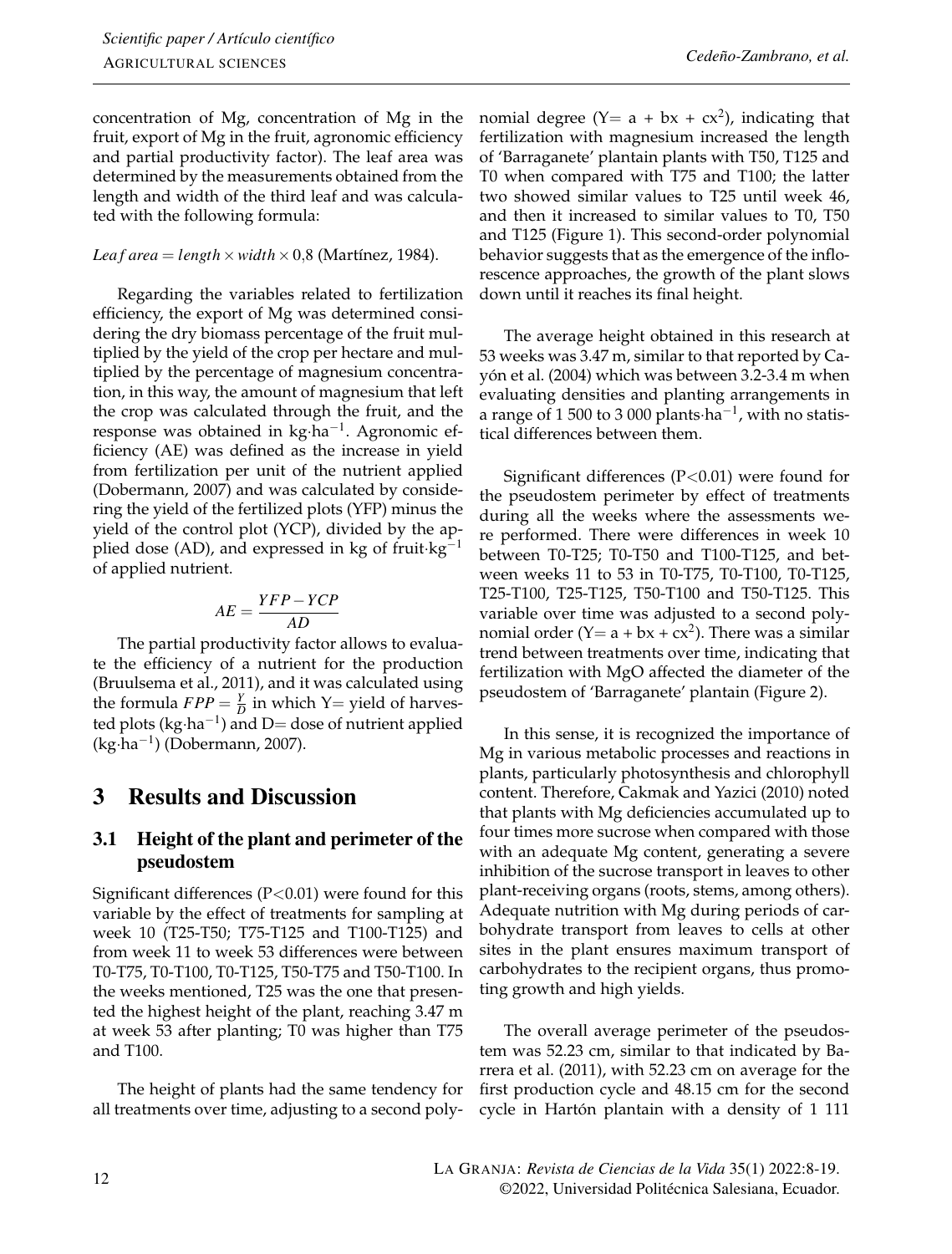concentration of Mg, concentration of Mg in the fruit, export of Mg in the fruit, agronomic efficiency and partial productivity factor). The leaf area was determined by the measurements obtained from the length and width of the third leaf and was calculated with the following formula:

$Leaf\ area = length \times width \times 0{,}8$ (Martínez, 1984).

Regarding the variables related to fertilization efficiency, the export of Mg was determined considering the dry biomass percentage of the fruit multiplied by the yield of the crop per hectare and multiplied by the percentage of magnesium concentration, in this way, the amount of magnesium that left the crop was calculated through the fruit, and the response was obtained in kg·ha$^{-1}$. Agronomic efficiency (AE) was defined as the increase in yield from fertilization per unit of the nutrient applied (Dobermann, 2007) and was calculated by considering the yield of the fertilized plots (YFP) minus the yield of the control plot (YCP), divided by the applied dose (AD), and expressed in kg of fruit·kg$^{-1}$ of applied nutrient.

$$AE = \frac{YFP - YCP}{AD}$$

The partial productivity factor allows to evaluate the efficiency of a nutrient for the production (Bruulsema et al., 2011), and it was calculated using the formula $FPP = \frac{Y}{D}$ in which Y= yield of harvested plots (kg·ha$^{-1}$) and D= dose of nutrient applied (kg·ha$^{-1}$) (Dobermann, 2007).

# 3 Results and Discussion

## 3.1 Height of the plant and perimeter of the pseudostem

Significant differences ($P<0.01$) were found for this variable by the effect of treatments for sampling at week 10 (T25-T50; T75-T125 and T100-T125) and from week 11 to week 53 differences were between T0-T75, T0-T100, T0-T125, T50-T75 and T50-T100. In the weeks mentioned, T25 was the one that presented the highest height of the plant, reaching 3.47 m at week 53 after planting; T0 was higher than T75 and T100.

The height of plants had the same tendency for all treatments over time, adjusting to a second polynomial degree ($Y= a + bx + cx^2$), indicating that fertilization with magnesium increased the length of 'Barraganete' plantain plants with T50, T125 and T0 when compared with T75 and T100; the latter two showed similar values to T25 until week 46, and then it increased to similar values to T0, T50 and T125 (Figure 1). This second-order polynomial behavior suggests that as the emergence of the inflorescence approaches, the growth of the plant slows down until it reaches its final height.

The average height obtained in this research at 53 weeks was 3.47 m, similar to that reported by Cayón et al. (2004) which was between 3.2-3.4 m when evaluating densities and planting arrangements in a range of 1 500 to 3 000 plants·ha$^{-1}$, with no statistical differences between them.

Significant differences ($P<0.01$) were found for the pseudostem perimeter by effect of treatments during all the weeks where the assessments were performed. There were differences in week 10 between T0-T25; T0-T50 and T100-T125, and between weeks 11 to 53 in T0-T75, T0-T100, T0-T125, T25-T100, T25-T125, T50-T100 and T50-T125. This variable over time was adjusted to a second polynomial order ($Y= a + bx + cx^2$). There was a similar trend between treatments over time, indicating that fertilization with MgO affected the diameter of the pseudostem of 'Barraganete' plantain (Figure 2).

In this sense, it is recognized the importance of Mg in various metabolic processes and reactions in plants, particularly photosynthesis and chlorophyll content. Therefore, Cakmak and Yazici (2010) noted that plants with Mg deficiencies accumulated up to four times more sucrose when compared with those with an adequate Mg content, generating a severe inhibition of the sucrose transport in leaves to other plant-receiving organs (roots, stems, among others). Adequate nutrition with Mg during periods of carbohydrate transport from leaves to cells at other sites in the plant ensures maximum transport of carbohydrates to the recipient organs, thus promoting growth and high yields.

The overall average perimeter of the pseudostem was 52.23 cm, similar to that indicated by Barrera et al. (2011), with 52.23 cm on average for the first production cycle and 48.15 cm for the second cycle in Hartón plantain with a density of 1 111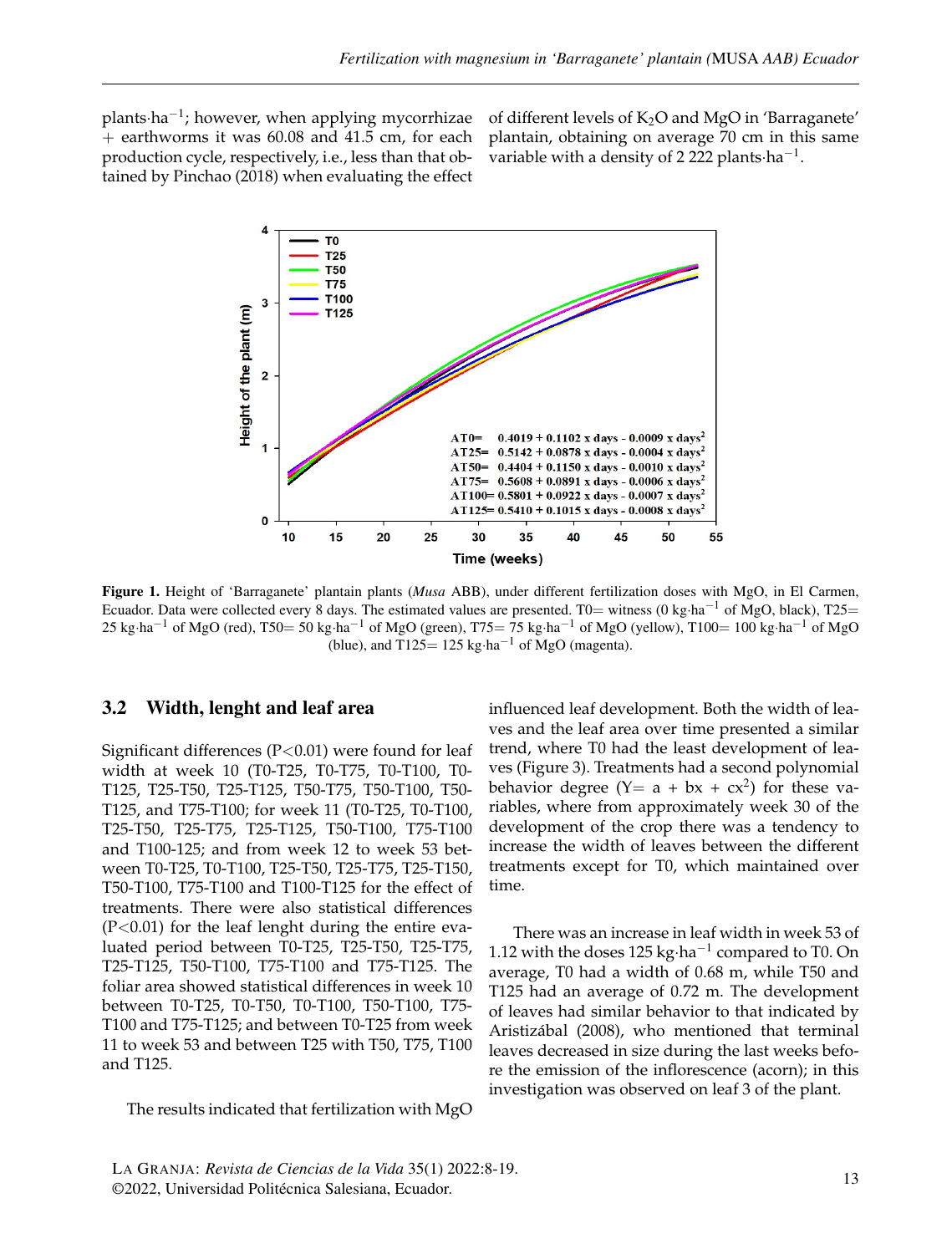plants·ha$^{-1}$; however, when applying mycorrhizae + earthworms it was 60.08 and 41.5 cm, for each production cycle, respectively, i.e., less than that obtained by Pinchao (2018) when evaluating the effect of different levels of $K_2O$ and MgO in 'Barraganete' plantain, obtaining on average 70 cm in this same variable with a density of 2 222 plants·ha$^{-1}$.

**Figure 1.** Height of 'Barraganete' plantain plants (*Musa* ABB), under different fertilization doses with MgO, in El Carmen, Ecuador. Data were collected every 8 days. The estimated values are presented. T0= witness (0 kg·ha$^{-1}$ of MgO, black), T25= 25 kg·ha$^{-1}$ of MgO (red), T50= 50 kg·ha$^{-1}$ of MgO (green), T75= 75 kg·ha$^{-1}$ of MgO (yellow), T100= 100 kg·ha$^{-1}$ of MgO (blue), and T125= 125 kg·ha$^{-1}$ of MgO (magenta).

## 3.2 Width, lenght and leaf area

Significant differences (P<0.01) were found for leaf width at week 10 (T0-T25, T0-T75, T0-T100, T0-T125, T25-T50, T25-T125, T50-T75, T50-T100, T50-T125, and T75-T100; for week 11 (T0-T25, T0-T100, T25-T50, T25-T75, T25-T125, T50-T100, T75-T100 and T100-125; and from week 12 to week 53 between T0-T25, T0-T100, T25-T50, T25-T75, T25-T150, T50-T100, T75-T100 and T100-T125 for the effect of treatments. There were also statistical differences (P<0.01) for the leaf lenght during the entire evaluated period between T0-T25, T25-T50, T25-T75, T25-T125, T50-T100, T75-T100 and T75-T125. The foliar area showed statistical differences in week 10 between T0-T25, T0-T50, T0-T100, T50-T100, T75-T100 and T75-T125; and between T0-T25 from week 11 to week 53 and between T25 with T50, T75, T100 and T125.

The results indicated that fertilization with MgO influenced leaf development. Both the width of leaves and the leaf area over time presented a similar trend, where T0 had the least development of leaves (Figure 3). Treatments had a second polynomial behavior degree ($Y = a + bx + cx^2$) for these variables, where from approximately week 30 of the development of the crop there was a tendency to increase the width of leaves between the different treatments except for T0, which maintained over time.

There was an increase in leaf width in week 53 of 1.12 with the doses 125 kg·ha$^{-1}$ compared to T0. On average, T0 had a width of 0.68 m, while T50 and T125 had an average of 0.72 m. The development of leaves had similar behavior to that indicated by Aristizábal (2008), who mentioned that terminal leaves decreased in size during the last weeks before the emission of the inflorescence (acorn); in this investigation was observed on leaf 3 of the plant.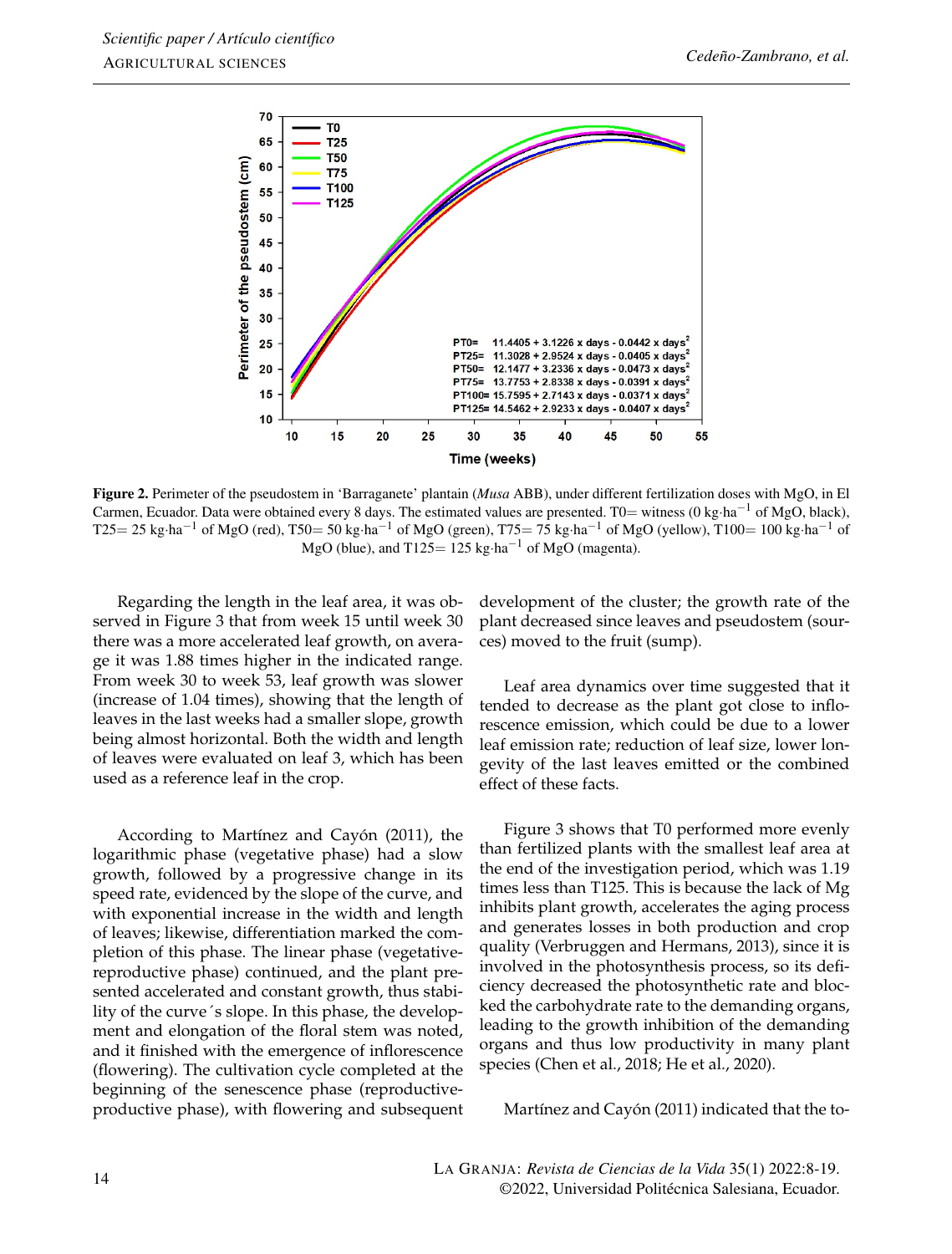**Figure 2.** Perimeter of the pseudostem in 'Barraganete' plantain (*Musa* ABB), under different fertilization doses with MgO, in El Carmen, Ecuador. Data were obtained every 8 days. The estimated values are presented. T0= witness (0 kg·ha$^{-1}$ of MgO, black), T25= 25 kg·ha$^{-1}$ of MgO (red), T50= 50 kg·ha$^{-1}$ of MgO (green), T75= 75 kg·ha$^{-1}$ of MgO (yellow), T100= 100 kg·ha$^{-1}$ of MgO (blue), and T125= 125 kg·ha$^{-1}$ of MgO (magenta).

Regarding the length in the leaf area, it was observed in Figure 3 that from week 15 until week 30 there was a more accelerated leaf growth, on average it was 1.88 times higher in the indicated range. From week 30 to week 53, leaf growth was slower (increase of 1.04 times), showing that the length of leaves in the last weeks had a smaller slope, growth being almost horizontal. Both the width and length of leaves were evaluated on leaf 3, which has been used as a reference leaf in the crop.

According to Martínez and Cayón (2011), the logarithmic phase (vegetative phase) had a slow growth, followed by a progressive change in its speed rate, evidenced by the slope of the curve, and with exponential increase in the width and length of leaves; likewise, differentiation marked the completion of this phase. The linear phase (vegetative-reproductive phase) continued, and the plant presented accelerated and constant growth, thus stability of the curve´s slope. In this phase, the development and elongation of the floral stem was noted, and it finished with the emergence of inflorescence (flowering). The cultivation cycle completed at the beginning of the senescence phase (reproductive-productive phase), with flowering and subsequent development of the cluster; the growth rate of the plant decreased since leaves and pseudostem (sources) moved to the fruit (sump).

Leaf area dynamics over time suggested that it tended to decrease as the plant got close to inflorescence emission, which could be due to a lower leaf emission rate; reduction of leaf size, lower longevity of the last leaves emitted or the combined effect of these facts.

Figure 3 shows that T0 performed more evenly than fertilized plants with the smallest leaf area at the end of the investigation period, which was 1.19 times less than T125. This is because the lack of Mg inhibits plant growth, accelerates the aging process and generates losses in both production and crop quality (Verbruggen and Hermans, 2013), since it is involved in the photosynthesis process, so its deficiency decreased the photosynthetic rate and blocked the carbohydrate rate to the demanding organs, leading to the growth inhibition of the demanding organs and thus low productivity in many plant species (Chen et al., 2018; He et al., 2020).

Martínez and Cayón (2011) indicated that the to-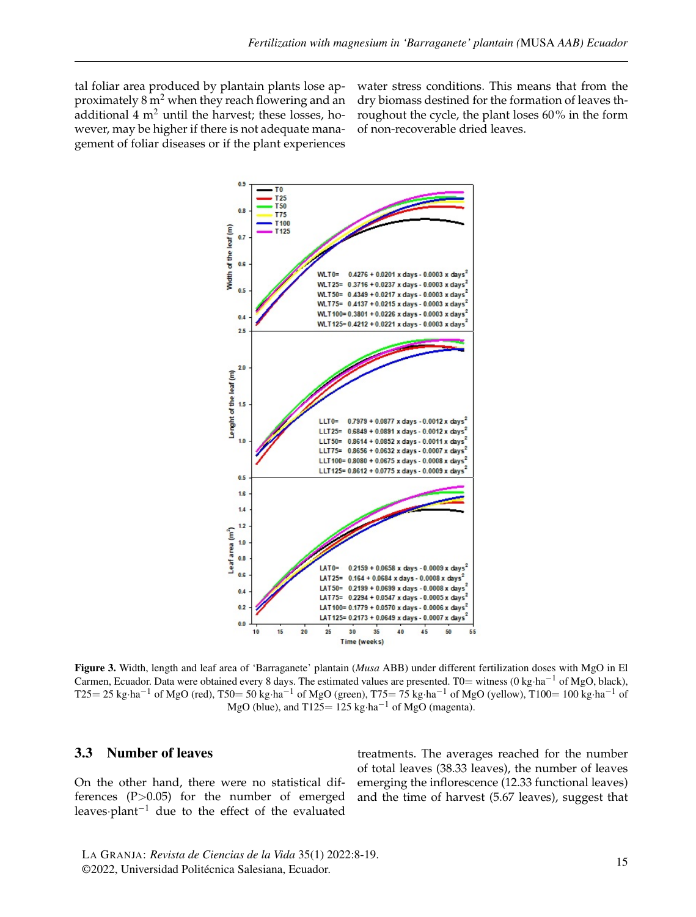tal foliar area produced by plantain plants lose approximately 8 $m^2$ when they reach flowering and an additional 4 $m^2$ until the harvest; these losses, however, may be higher if there is not adequate management of foliar diseases or if the plant experiences water stress conditions. This means that from the dry biomass destined for the formation of leaves throughout the cycle, the plant loses 60% in the form of non-recoverable dried leaves.

**Figure 3.** Width, length and leaf area of 'Barraganete' plantain (*Musa* ABB) under different fertilization doses with MgO in El Carmen, Ecuador. Data were obtained every 8 days. The estimated values are presented. T0= witness (0 kg·ha$^{-1}$ of MgO, black), T25= 25 kg·ha$^{-1}$ of MgO (red), T50= 50 kg·ha$^{-1}$ of MgO (green), T75= 75 kg·ha$^{-1}$ of MgO (yellow), T100= 100 kg·ha$^{-1}$ of MgO (blue), and T125= 125 kg·ha$^{-1}$ of MgO (magenta).

## 3.3 Number of leaves

On the other hand, there were no statistical differences ($P>0.05$) for the number of emerged leaves·plant$^{-1}$ due to the effect of the evaluated treatments. The averages reached for the number of total leaves (38.33 leaves), the number of leaves emerging the inflorescence (12.33 functional leaves) and the time of harvest (5.67 leaves), suggest that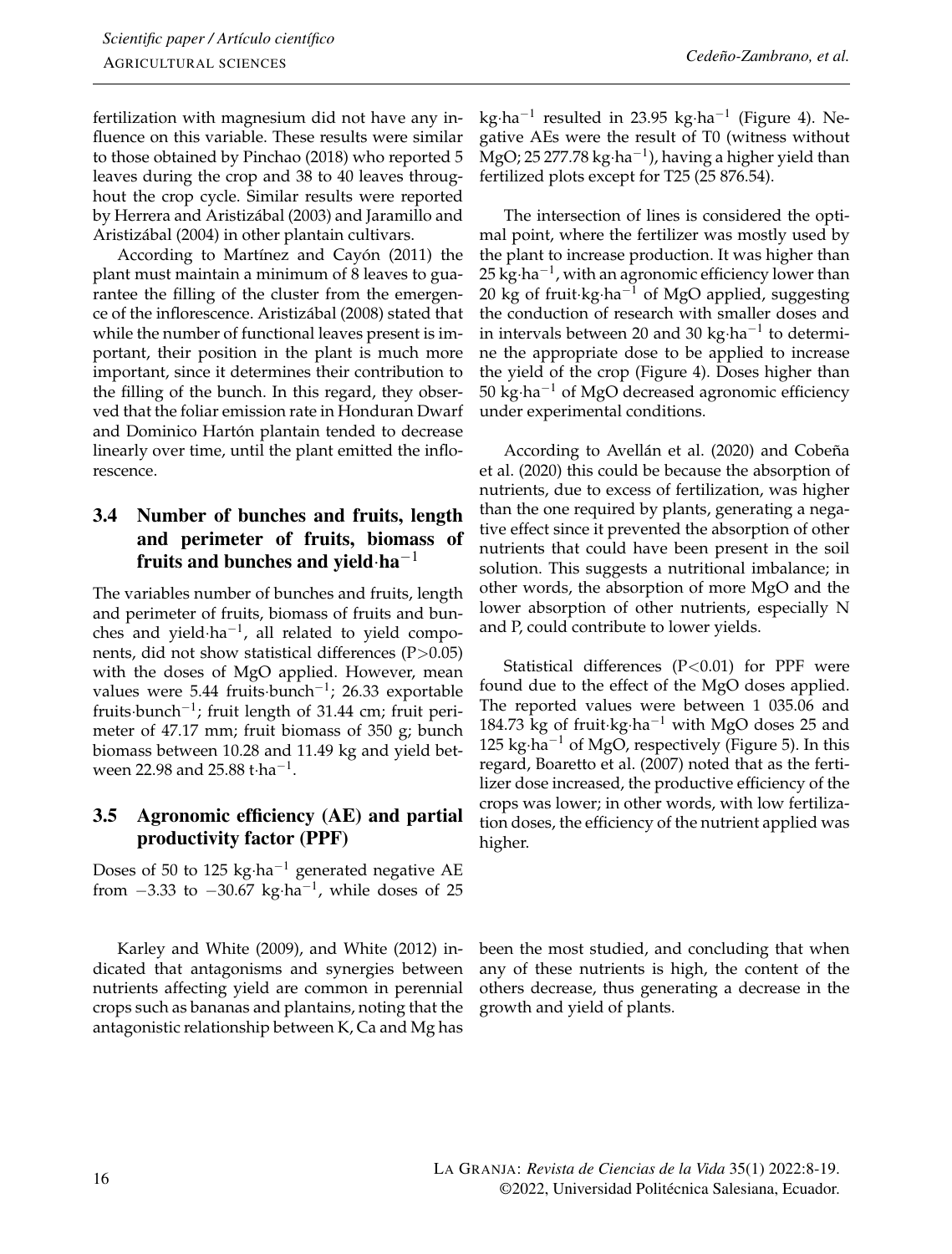fertilization with magnesium did not have any influence on this variable. These results were similar to those obtained by Pinchao (2018) who reported 5 leaves during the crop and 38 to 40 leaves throughout the crop cycle. Similar results were reported by Herrera and Aristizábal (2003) and Jaramillo and Aristizábal (2004) in other plantain cultivars.

According to Martínez and Cayón (2011) the plant must maintain a minimum of 8 leaves to guarantee the filling of the cluster from the emergence of the inflorescence. Aristizábal (2008) stated that while the number of functional leaves present is important, their position in the plant is much more important, since it determines their contribution to the filling of the bunch. In this regard, they observed that the foliar emission rate in Honduran Dwarf and Dominico Hartón plantain tended to decrease linearly over time, until the plant emitted the inflorescence.

## 3.4 Number of bunches and fruits, length and perimeter of fruits, biomass of fruits and bunches and yield·ha$^{-1}$

The variables number of bunches and fruits, length and perimeter of fruits, biomass of fruits and bunches and yield·ha$^{-1}$, all related to yield components, did not show statistical differences ($P>0.05$) with the doses of MgO applied. However, mean values were 5.44 fruits·bunch$^{-1}$; 26.33 exportable fruits·bunch$^{-1}$; fruit length of 31.44 cm; fruit perimeter of 47.17 mm; fruit biomass of 350 g; bunch biomass between 10.28 and 11.49 kg and yield between 22.98 and 25.88 t·ha$^{-1}$.

## 3.5 Agronomic efficiency (AE) and partial productivity factor (PPF)

Doses of 50 to 125 kg·ha$^{-1}$ generated negative AE from −3.33 to −30.67 kg·ha$^{-1}$, while doses of 25 kg·ha$^{-1}$ resulted in 23.95 kg·ha$^{-1}$ (Figure 4). Negative AEs were the result of T0 (witness without MgO; 25 277.78 kg·ha$^{-1}$), having a higher yield than fertilized plots except for T25 (25 876.54).

The intersection of lines is considered the optimal point, where the fertilizer was mostly used by the plant to increase production. It was higher than 25 kg·ha$^{-1}$, with an agronomic efficiency lower than 20 kg of fruit·kg·ha$^{-1}$ of MgO applied, suggesting the conduction of research with smaller doses and in intervals between 20 and 30 kg·ha$^{-1}$ to determine the appropriate dose to be applied to increase the yield of the crop (Figure 4). Doses higher than 50 kg·ha$^{-1}$ of MgO decreased agronomic efficiency under experimental conditions.

According to Avellán et al. (2020) and Cobeña et al. (2020) this could be because the absorption of nutrients, due to excess of fertilization, was higher than the one required by plants, generating a negative effect since it prevented the absorption of other nutrients that could have been present in the soil solution. This suggests a nutritional imbalance; in other words, the absorption of more MgO and the lower absorption of other nutrients, especially N and P, could contribute to lower yields.

Statistical differences ($P<0.01$) for PPF were found due to the effect of the MgO doses applied. The reported values were between 1 035.06 and 184.73 kg of fruit·kg·ha$^{-1}$ with MgO doses 25 and 125 kg·ha$^{-1}$ of MgO, respectively (Figure 5). In this regard, Boaretto et al. (2007) noted that as the fertilizer dose increased, the productive efficiency of the crops was lower; in other words, with low fertilization doses, the efficiency of the nutrient applied was higher.

Karley and White (2009), and White (2012) indicated that antagonisms and synergies between nutrients affecting yield are common in perennial crops such as bananas and plantains, noting that the antagonistic relationship between K, Ca and Mg has been the most studied, and concluding that when any of these nutrients is high, the content of the others decrease, thus generating a decrease in the growth and yield of plants.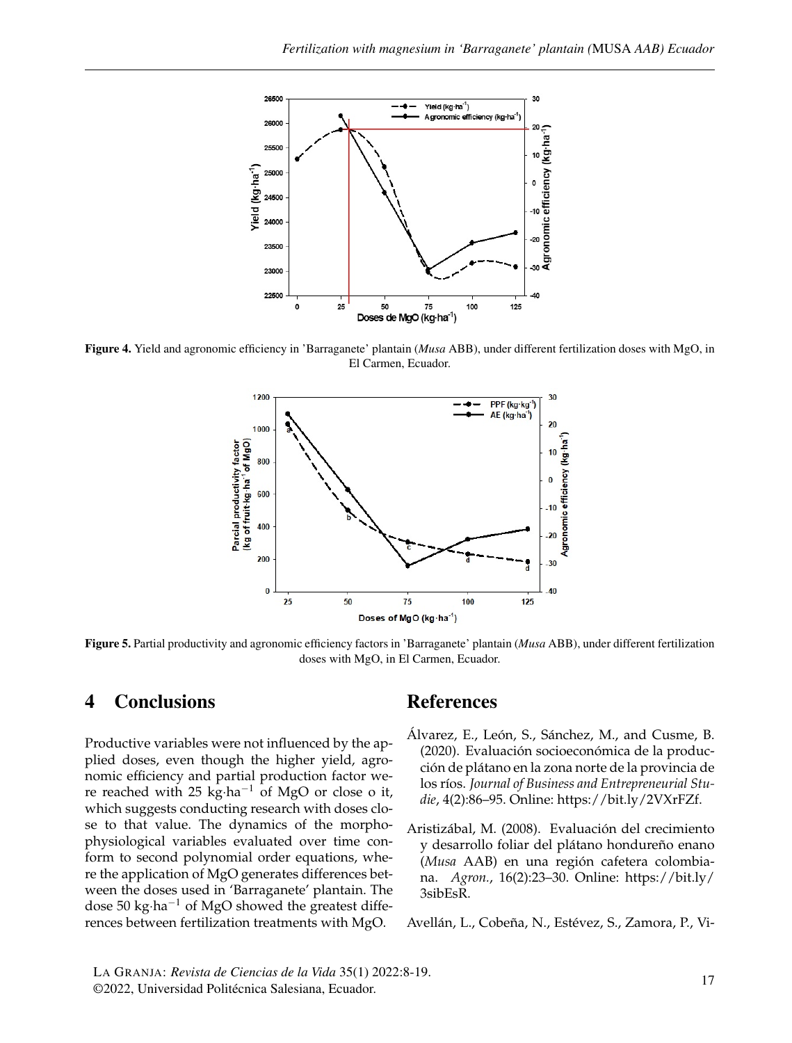**Figure 4.** Yield and agronomic efficiency in 'Barraganete' plantain (*Musa* ABB), under different fertilization doses with MgO, in El Carmen, Ecuador.

**Figure 5.** Partial productivity and agronomic efficiency factors in 'Barraganete' plantain (*Musa* ABB), under different fertilization doses with MgO, in El Carmen, Ecuador.

# 4 Conclusions

Productive variables were not influenced by the applied doses, even though the higher yield, agronomic efficiency and partial production factor were reached with 25 kg·ha$^{-1}$ of MgO or close o it, which suggests conducting research with doses close to that value. The dynamics of the morphophysiological variables evaluated over time conform to second polynomial order equations, where the application of MgO generates differences between the doses used in 'Barraganete' plantain. The dose 50 kg·ha$^{-1}$ of MgO showed the greatest differences between fertilization treatments with MgO.

# References

Álvarez, E., León, S., Sánchez, M., and Cusme, B. (2020). Evaluación socioeconómica de la producción de plátano en la zona norte de la provincia de los ríos. *Journal of Business and Entrepreneurial Studie*, 4(2):86–95. Online: https://bit.ly/2VXrFZf.

Aristizábal, M. (2008). Evaluación del crecimiento y desarrollo foliar del plátano hondureño enano (*Musa* AAB) en una región cafetera colombiana. *Agron.*, 16(2):23–30. Online: https://bit.ly/3sibEsR.

Avellán, L., Cobeña, N., Estévez, S., Zamora, P., Vi-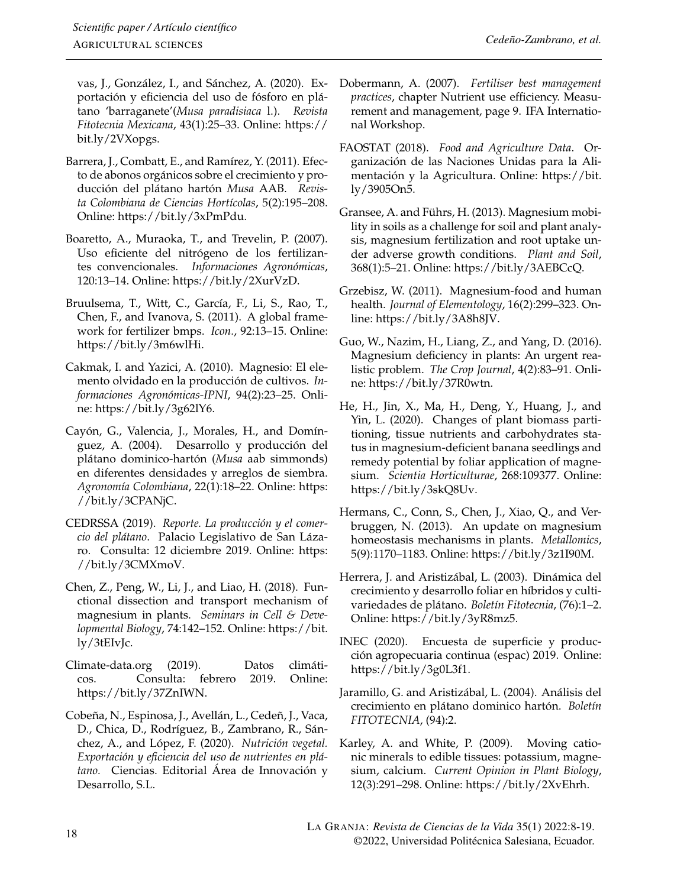vas, J., González, I., and Sánchez, A. (2020). Exportación y eficiencia del uso de fósforo en plátano 'barraganete'(*Musa paradisiaca* l.). *Revista Fitotecnia Mexicana*, 43(1):25–33. Online: https://bit.ly/2VXopgs.

Barrera, J., Combatt, E., and Ramírez, Y. (2011). Efecto de abonos orgánicos sobre el crecimiento y producción del plátano hartón *Musa* AAB. *Revista Colombiana de Ciencias Hortícolas*, 5(2):195–208. Online: https://bit.ly/3xPmPdu.

Boaretto, A., Muraoka, T., and Trevelin, P. (2007). Uso eficiente del nitrógeno de los fertilizantes convencionales. *Informaciones Agronómicas*, 120:13–14. Online: https://bit.ly/2XurVzD.

Bruulsema, T., Witt, C., García, F., Li, S., Rao, T., Chen, F., and Ivanova, S. (2011). A global framework for fertilizer bmps. *Icon.*, 92:13–15. Online: https://bit.ly/3m6wlHi.

Cakmak, I. and Yazici, A. (2010). Magnesio: El elemento olvidado en la producción de cultivos. *Informaciones Agronómicas-IPNI*, 94(2):23–25. Online: https://bit.ly/3g62lY6.

Cayón, G., Valencia, J., Morales, H., and Domínguez, A. (2004). Desarrollo y producción del plátano dominico-hartón (*Musa* aab simmonds) en diferentes densidades y arreglos de siembra. *Agronomía Colombiana*, 22(1):18–22. Online: https://bit.ly/3CPANjC.

CEDRSSA (2019). *Reporte. La producción y el comercio del plátano*. Palacio Legislativo de San Lázaro. Consulta: 12 diciembre 2019. Online: https://bit.ly/3CMXmoV.

Chen, Z., Peng, W., Li, J., and Liao, H. (2018). Functional dissection and transport mechanism of magnesium in plants. *Seminars in Cell & Developmental Biology*, 74:142–152. Online: https://bit.ly/3tEIvJc.

Climate-data.org (2019). Datos climáticos. Consulta: febrero 2019. Online: https://bit.ly/37ZnIWN.

Cobeña, N., Espinosa, J., Avellán, L., Cedeñ, J., Vaca, D., Chica, D., Rodríguez, B., Zambrano, R., Sánchez, A., and López, F. (2020). *Nutrición vegetal. Exportación y eficiencia del uso de nutrientes en plátano.* Ciencias. Editorial Área de Innovación y Desarrollo, S.L.

Dobermann, A. (2007). *Fertiliser best management practices*, chapter Nutrient use efficiency. Measurement and management, page 9. IFA International Workshop.

FAOSTAT (2018). *Food and Agriculture Data*. Organización de las Naciones Unidas para la Alimentación y la Agricultura. Online: https://bit.ly/3905On5.

Gransee, A. and Führs, H. (2013). Magnesium mobility in soils as a challenge for soil and plant analysis, magnesium fertilization and root uptake under adverse growth conditions. *Plant and Soil*, 368(1):5–21. Online: https://bit.ly/3AEBCcQ.

Grzebisz, W. (2011). Magnesium-food and human health. *Journal of Elementology*, 16(2):299–323. Online: https://bit.ly/3A8h8JV.

Guo, W., Nazim, H., Liang, Z., and Yang, D. (2016). Magnesium deficiency in plants: An urgent realistic problem. *The Crop Journal*, 4(2):83–91. Online: https://bit.ly/37R0wtn.

He, H., Jin, X., Ma, H., Deng, Y., Huang, J., and Yin, L. (2020). Changes of plant biomass partitioning, tissue nutrients and carbohydrates status in magnesium-deficient banana seedlings and remedy potential by foliar application of magnesium. *Scientia Horticulturae*, 268:109377. Online: https://bit.ly/3skQ8Uv.

Hermans, C., Conn, S., Chen, J., Xiao, Q., and Verbruggen, N. (2013). An update on magnesium homeostasis mechanisms in plants. *Metallomics*, 5(9):1170–1183. Online: https://bit.ly/3z1I90M.

Herrera, J. and Aristizábal, L. (2003). Dinámica del crecimiento y desarrollo foliar en híbridos y cultivariedades de plátano. *Boletín Fitotecnia*, (76):1–2. Online: https://bit.ly/3yR8mz5.

INEC (2020). Encuesta de superficie y producción agropecuaria continua (espac) 2019. Online: https://bit.ly/3g0L3f1.

Jaramillo, G. and Aristizábal, L. (2004). Análisis del crecimiento en plátano dominico hartón. *Boletín FITOTECNIA*, (94):2.

Karley, A. and White, P. (2009). Moving cationic minerals to edible tissues: potassium, magnesium, calcium. *Current Opinion in Plant Biology*, 12(3):291–298. Online: https://bit.ly/2XvEhrh.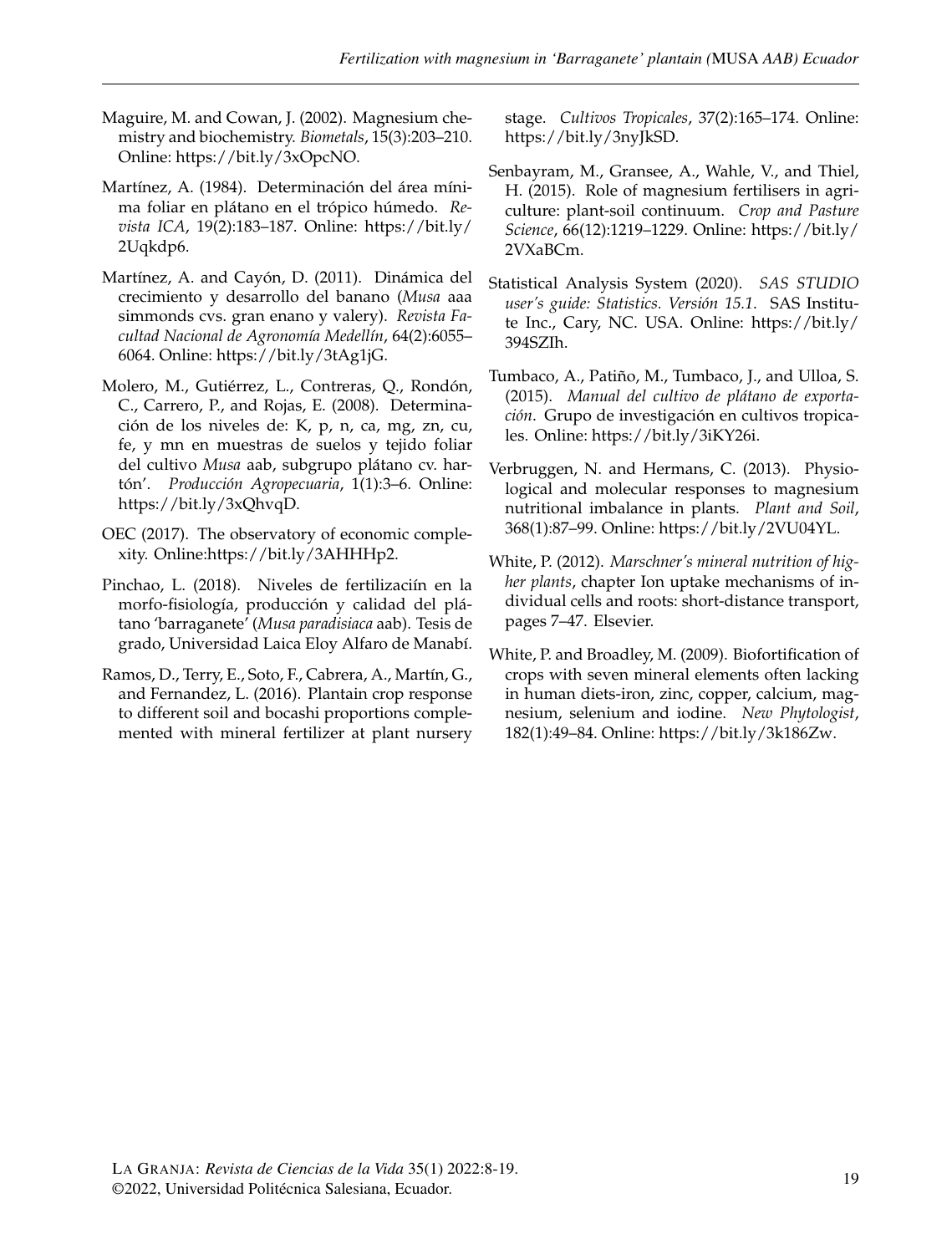Maguire, M. and Cowan, J. (2002). Magnesium chemistry and biochemistry. *Biometals*, 15(3):203–210. Online: https://bit.ly/3xOpcNO.

Martínez, A. (1984). Determinación del área mínima foliar en plátano en el trópico húmedo. *Revista ICA*, 19(2):183–187. Online: https://bit.ly/2Uqkdp6.

Martínez, A. and Cayón, D. (2011). Dinámica del crecimiento y desarrollo del banano (*Musa* aaa simmonds cvs. gran enano y valery). *Revista Facultad Nacional de Agronomía Medellín*, 64(2):6055–6064. Online: https://bit.ly/3tAg1jG.

Molero, M., Gutiérrez, L., Contreras, Q., Rondón, C., Carrero, P., and Rojas, E. (2008). Determinación de los niveles de: K, p, n, ca, mg, zn, cu, fe, y mn en muestras de suelos y tejido foliar del cultivo *Musa* aab, subgrupo plátano cv. hartón'. *Producción Agropecuaria*, 1(1):3–6. Online: https://bit.ly/3xQhvqD.

OEC (2017). The observatory of economic complexity. Online:https://bit.ly/3AHHHp2.

Pinchao, L. (2018). Niveles de fertilizaciín en la morfo-fisiología, producción y calidad del plátano 'barraganete' (*Musa paradisiaca* aab). Tesis de grado, Universidad Laica Eloy Alfaro de Manabí.

Ramos, D., Terry, E., Soto, F., Cabrera, A., Martín, G., and Fernandez, L. (2016). Plantain crop response to different soil and bocashi proportions complemented with mineral fertilizer at plant nursery stage. *Cultivos Tropicales*, 37(2):165–174. Online: https://bit.ly/3nyJkSD.

Senbayram, M., Gransee, A., Wahle, V., and Thiel, H. (2015). Role of magnesium fertilisers in agriculture: plant-soil continuum. *Crop and Pasture Science*, 66(12):1219–1229. Online: https://bit.ly/2VXaBCm.

Statistical Analysis System (2020). *SAS STUDIO user's guide: Statistics. Versión 15.1*. SAS Institute Inc., Cary, NC. USA. Online: https://bit.ly/394SZIh.

Tumbaco, A., Patiño, M., Tumbaco, J., and Ulloa, S. (2015). *Manual del cultivo de plátano de exportación*. Grupo de investigación en cultivos tropicales. Online: https://bit.ly/3iKY26i.

Verbruggen, N. and Hermans, C. (2013). Physiological and molecular responses to magnesium nutritional imbalance in plants. *Plant and Soil*, 368(1):87–99. Online: https://bit.ly/2VU04YL.

White, P. (2012). *Marschner's mineral nutrition of higher plants*, chapter Ion uptake mechanisms of individual cells and roots: short-distance transport, pages 7–47. Elsevier.

White, P. and Broadley, M. (2009). Biofortification of crops with seven mineral elements often lacking in human diets-iron, zinc, copper, calcium, magnesium, selenium and iodine. *New Phytologist*, 182(1):49–84. Online: https://bit.ly/3k186Zw.